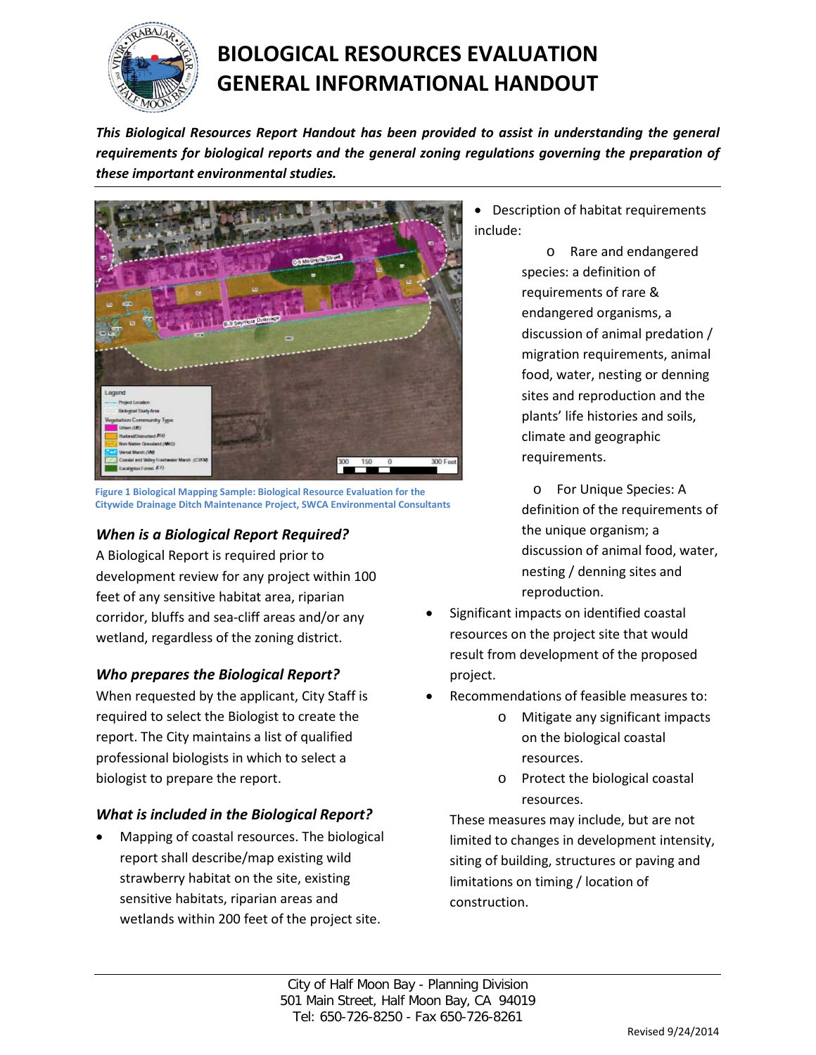# BIOLOGICAL RESOURCES EVALUATION GENERAL INFORMATIONAL HANDOUT

***This Biological Resources Report Handout has been provided to assist in understanding the general requirements for biological reports and the general zoning regulations governing the preparation of these important environmental studies.***

Figure 1 Biological Mapping Sample: Biological Resource Evaluation for the Citywide Drainage Ditch Maintenance Project, SWCA Environmental Consultants

### *When is a Biological Report Required?*

A Biological Report is required prior to development review for any project within 100 feet of any sensitive habitat area, riparian corridor, bluffs and sea-cliff areas and/or any wetland, regardless of the zoning district.

### *Who prepares the Biological Report?*

When requested by the applicant, City Staff is required to select the Biologist to create the report. The City maintains a list of qualified professional biologists in which to select a biologist to prepare the report.

### *What is included in the Biological Report?*

- Mapping of coastal resources. The biological report shall describe/map existing wild strawberry habitat on the site, existing sensitive habitats, riparian areas and wetlands within 200 feet of the project site.
- Description of habitat requirements include:
  - Rare and endangered species: a definition of requirements of rare & endangered organisms, a discussion of animal predation / migration requirements, animal food, water, nesting or denning sites and reproduction and the plants' life histories and soils, climate and geographic requirements.
  - For Unique Species: A definition of the requirements of the unique organism; a discussion of animal food, water, nesting / denning sites and reproduction.
- Significant impacts on identified coastal resources on the project site that would result from development of the proposed project.
- Recommendations of feasible measures to:
  - Mitigate any significant impacts on the biological coastal resources.
  - Protect the biological coastal resources.

  These measures may include, but are not limited to changes in development intensity, siting of building, structures or paving and limitations on timing / location of construction.

City of Half Moon Bay - Planning Division
501 Main Street, Half Moon Bay, CA 94019
Tel: 650-726-8250 - Fax 650-726-8261

Revised 9/24/2014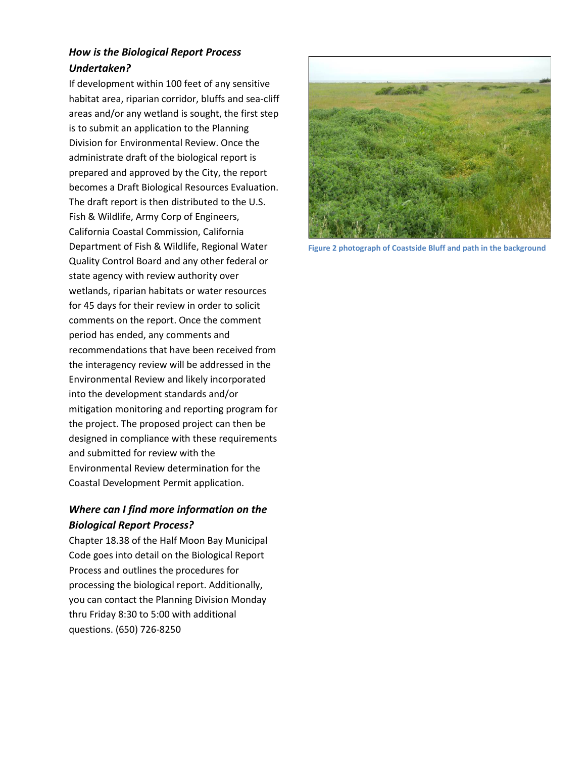### *How is the Biological Report Process Undertaken?*

If development within 100 feet of any sensitive habitat area, riparian corridor, bluffs and sea-cliff areas and/or any wetland is sought, the first step is to submit an application to the Planning Division for Environmental Review. Once the administrate draft of the biological report is prepared and approved by the City, the report becomes a Draft Biological Resources Evaluation. The draft report is then distributed to the U.S. Fish & Wildlife, Army Corp of Engineers, California Coastal Commission, California Department of Fish & Wildlife, Regional Water Quality Control Board and any other federal or state agency with review authority over wetlands, riparian habitats or water resources for 45 days for their review in order to solicit comments on the report. Once the comment period has ended, any comments and recommendations that have been received from the interagency review will be addressed in the Environmental Review and likely incorporated into the development standards and/or mitigation monitoring and reporting program for the project. The proposed project can then be designed in compliance with these requirements and submitted for review with the Environmental Review determination for the Coastal Development Permit application.

**Figure 2 photograph of Coastside Bluff and path in the background**

### *Where can I find more information on the Biological Report Process?*

Chapter 18.38 of the Half Moon Bay Municipal Code goes into detail on the Biological Report Process and outlines the procedures for processing the biological report. Additionally, you can contact the Planning Division Monday thru Friday 8:30 to 5:00 with additional questions. (650) 726-8250